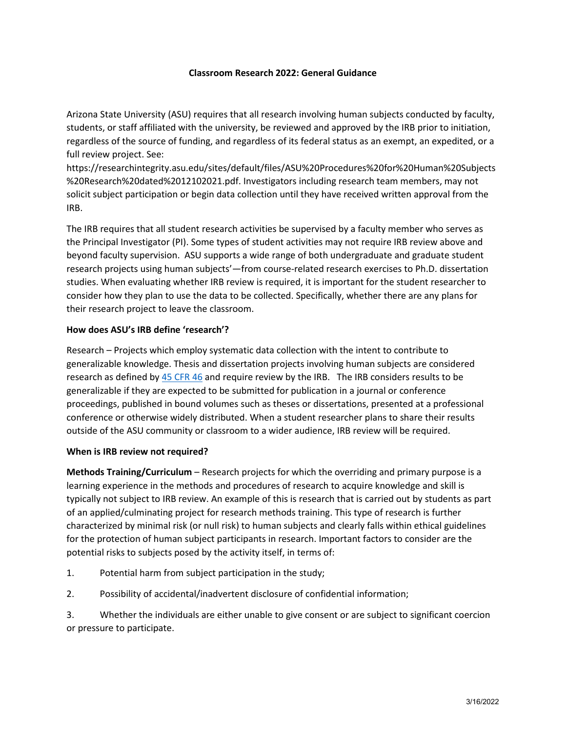# Classroom Research 2022: General Guidance

Arizona State University (ASU) requires that all research involving human subjects conducted by faculty, students, or staff affiliated with the university, be reviewed and approved by the IRB prior to initiation, regardless of the source of funding, and regardless of its federal status as an exempt, an expedited, or a full review project. See: https://researchintegrity.asu.edu/sites/default/files/ASU%20Procedures%20for%20Human%20Subjects%20Research%20dated%2012102021.pdf. Investigators including research team members, may not solicit subject participation or begin data collection until they have received written approval from the IRB.

The IRB requires that all student research activities be supervised by a faculty member who serves as the Principal Investigator (PI). Some types of student activities may not require IRB review above and beyond faculty supervision. ASU supports a wide range of both undergraduate and graduate student research projects using human subjects'—from course-related research exercises to Ph.D. dissertation studies. When evaluating whether IRB review is required, it is important for the student researcher to consider how they plan to use the data to be collected. Specifically, whether there are any plans for their research project to leave the classroom.

### How does ASU's IRB define 'research'?

Research – Projects which employ systematic data collection with the intent to contribute to generalizable knowledge. Thesis and dissertation projects involving human subjects are considered research as defined by 45 CFR 46 and require review by the IRB. The IRB considers results to be generalizable if they are expected to be submitted for publication in a journal or conference proceedings, published in bound volumes such as theses or dissertations, presented at a professional conference or otherwise widely distributed. When a student researcher plans to share their results outside of the ASU community or classroom to a wider audience, IRB review will be required.

### When is IRB review not required?

**Methods Training/Curriculum** – Research projects for which the overriding and primary purpose is a learning experience in the methods and procedures of research to acquire knowledge and skill is typically not subject to IRB review. An example of this is research that is carried out by students as part of an applied/culminating project for research methods training. This type of research is further characterized by minimal risk (or null risk) to human subjects and clearly falls within ethical guidelines for the protection of human subject participants in research. Important factors to consider are the potential risks to subjects posed by the activity itself, in terms of:

1. Potential harm from subject participation in the study;
2. Possibility of accidental/inadvertent disclosure of confidential information;
3. Whether the individuals are either unable to give consent or are subject to significant coercion or pressure to participate.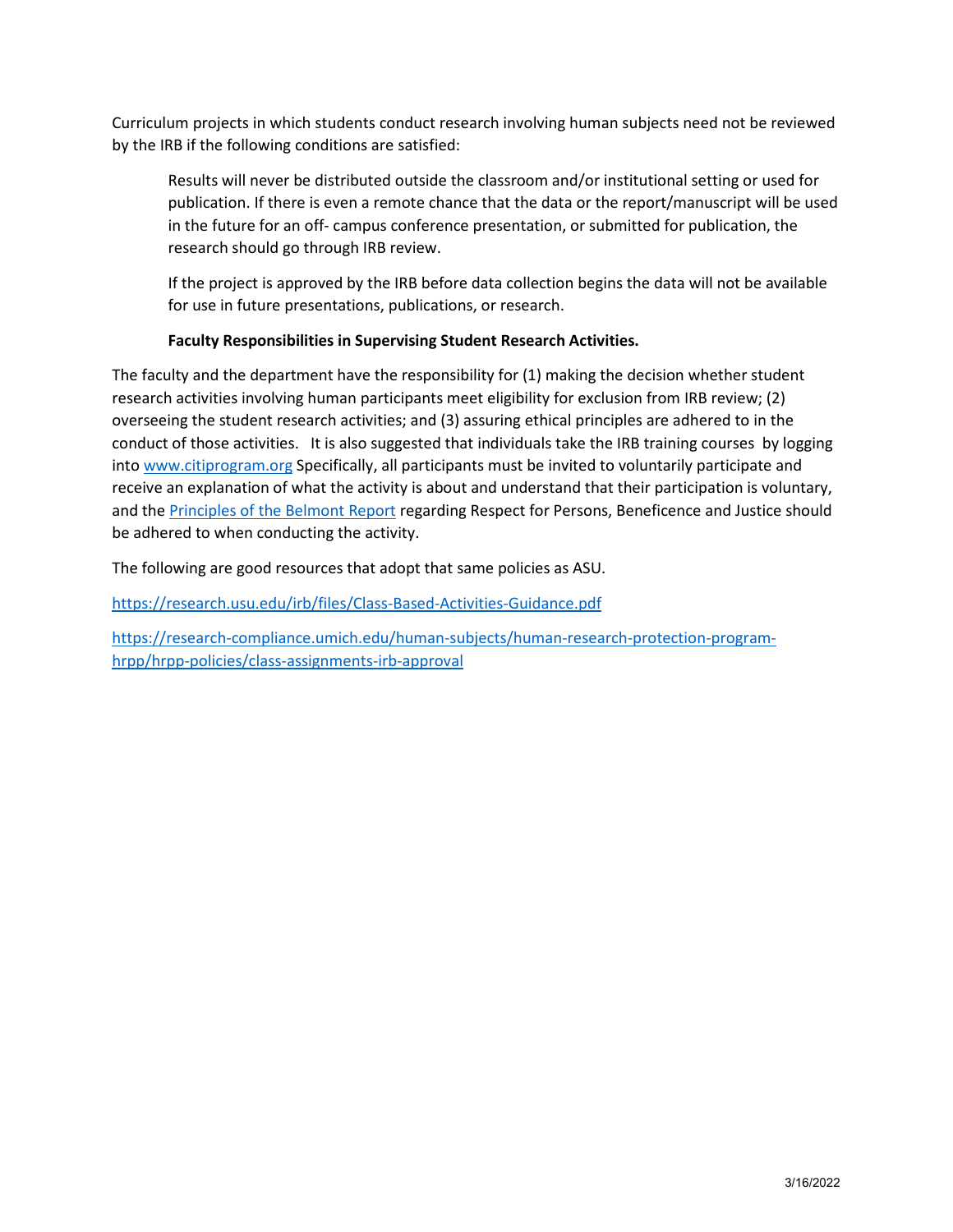Curriculum projects in which students conduct research involving human subjects need not be reviewed by the IRB if the following conditions are satisfied:

> Results will never be distributed outside the classroom and/or institutional setting or used for publication. If there is even a remote chance that the data or the report/manuscript will be used in the future for an off- campus conference presentation, or submitted for publication, the research should go through IRB review.
>
> If the project is approved by the IRB before data collection begins the data will not be available for use in future presentations, publications, or research.

**Faculty Responsibilities in Supervising Student Research Activities.**

The faculty and the department have the responsibility for (1) making the decision whether student research activities involving human participants meet eligibility for exclusion from IRB review; (2) overseeing the student research activities; and (3) assuring ethical principles are adhered to in the conduct of those activities. It is also suggested that individuals take the IRB training courses by logging into [www.citiprogram.org](www.citiprogram.org) Specifically, all participants must be invited to voluntarily participate and receive an explanation of what the activity is about and understand that their participation is voluntary, and the [Principles of the Belmont Report](Principles of the Belmont Report) regarding Respect for Persons, Beneficence and Justice should be adhered to when conducting the activity.

The following are good resources that adopt that same policies as ASU.

https://research.usu.edu/irb/files/Class-Based-Activities-Guidance.pdf

https://research-compliance.umich.edu/human-subjects/human-research-protection-program-hrpp/hrpp-policies/class-assignments-irb-approval

3/16/2022